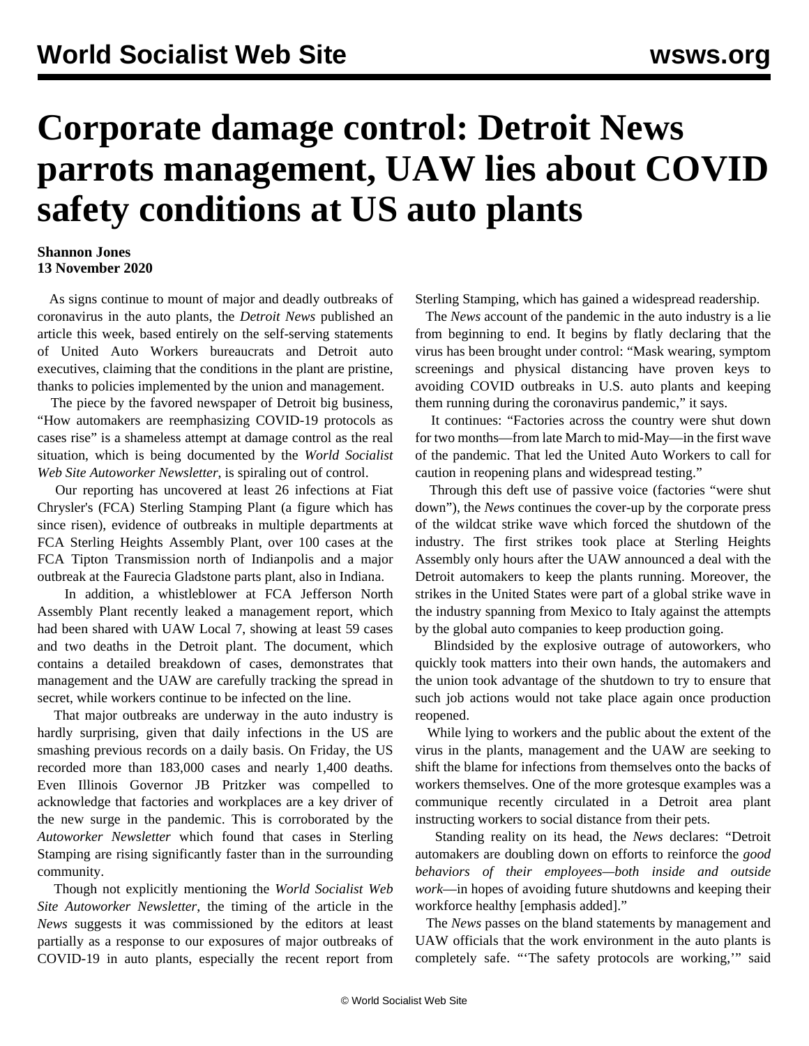# Corporate damage control: Detroit News parrots management, UAW lies about COVID safety conditions at US auto plants

**Shannon Jones**
**13 November 2020**

As signs continue to mount of major and deadly outbreaks of coronavirus in the auto plants, the *Detroit News* published an article this week, based entirely on the self-serving statements of United Auto Workers bureaucrats and Detroit auto executives, claiming that the conditions in the plant are pristine, thanks to policies implemented by the union and management.

The piece by the favored newspaper of Detroit big business, "How automakers are reemphasizing COVID-19 protocols as cases rise" is a shameless attempt at damage control as the real situation, which is being documented by the *World Socialist Web Site Autoworker Newsletter*, is spiraling out of control.

Our reporting has uncovered at least 26 infections at Fiat Chrysler's (FCA) Sterling Stamping Plant (a figure which has since risen), evidence of outbreaks in multiple departments at FCA Sterling Heights Assembly Plant, over 100 cases at the FCA Tipton Transmission north of Indianpolis and a major outbreak at the Faurecia Gladstone parts plant, also in Indiana.

In addition, a whistleblower at FCA Jefferson North Assembly Plant recently leaked a management report, which had been shared with UAW Local 7, showing at least 59 cases and two deaths in the Detroit plant. The document, which contains a detailed breakdown of cases, demonstrates that management and the UAW are carefully tracking the spread in secret, while workers continue to be infected on the line.

That major outbreaks are underway in the auto industry is hardly surprising, given that daily infections in the US are smashing previous records on a daily basis. On Friday, the US recorded more than 183,000 cases and nearly 1,400 deaths. Even Illinois Governor JB Pritzker was compelled to acknowledge that factories and workplaces are a key driver of the new surge in the pandemic. This is corroborated by the *Autoworker Newsletter* which found that cases in Sterling Stamping are rising significantly faster than in the surrounding community.

Though not explicitly mentioning the *World Socialist Web Site Autoworker Newsletter*, the timing of the article in the *News* suggests it was commissioned by the editors at least partially as a response to our exposures of major outbreaks of COVID-19 in auto plants, especially the recent report from Sterling Stamping, which has gained a widespread readership.

The *News* account of the pandemic in the auto industry is a lie from beginning to end. It begins by flatly declaring that the virus has been brought under control: "Mask wearing, symptom screenings and physical distancing have proven keys to avoiding COVID outbreaks in U.S. auto plants and keeping them running during the coronavirus pandemic," it says.

It continues: "Factories across the country were shut down for two months—from late March to mid-May—in the first wave of the pandemic. That led the United Auto Workers to call for caution in reopening plans and widespread testing."

Through this deft use of passive voice (factories "were shut down"), the *News* continues the cover-up by the corporate press of the wildcat strike wave which forced the shutdown of the industry. The first strikes took place at Sterling Heights Assembly only hours after the UAW announced a deal with the Detroit automakers to keep the plants running. Moreover, the strikes in the United States were part of a global strike wave in the industry spanning from Mexico to Italy against the attempts by the global auto companies to keep production going.

Blindsided by the explosive outrage of autoworkers, who quickly took matters into their own hands, the automakers and the union took advantage of the shutdown to try to ensure that such job actions would not take place again once production reopened.

While lying to workers and the public about the extent of the virus in the plants, management and the UAW are seeking to shift the blame for infections from themselves onto the backs of workers themselves. One of the more grotesque examples was a communique recently circulated in a Detroit area plant instructing workers to social distance from their pets.

Standing reality on its head, the *News* declares: "Detroit automakers are doubling down on efforts to reinforce the *good behaviors of their employees—both inside and outside work*—in hopes of avoiding future shutdowns and keeping their workforce healthy [emphasis added]."

The *News* passes on the bland statements by management and UAW officials that the work environment in the auto plants is completely safe. "'The safety protocols are working,'" said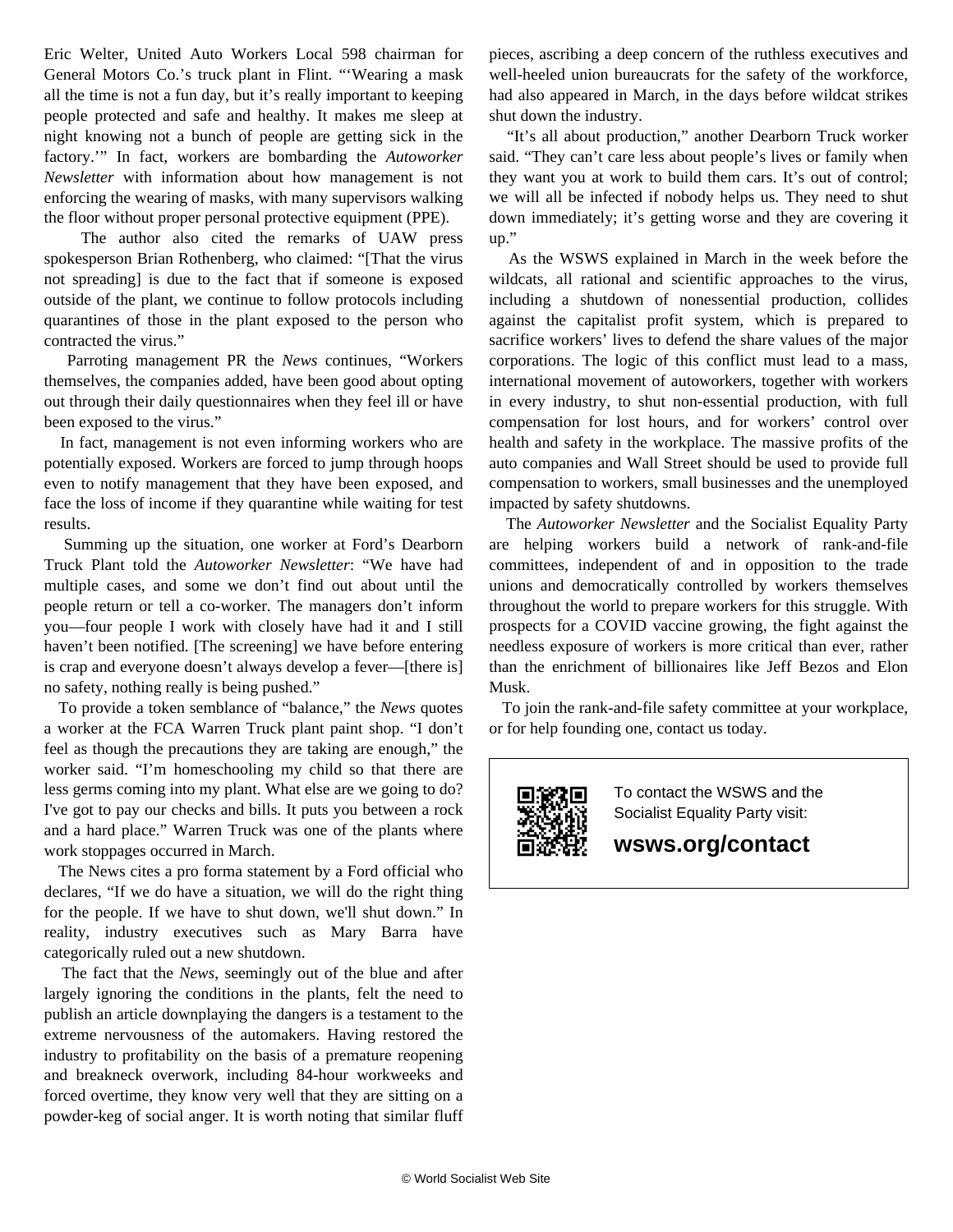Eric Welter, United Auto Workers Local 598 chairman for General Motors Co.'s truck plant in Flint. "'Wearing a mask all the time is not a fun day, but it's really important to keeping people protected and safe and healthy. It makes me sleep at night knowing not a bunch of people are getting sick in the factory.'" In fact, workers are bombarding the *Autoworker Newsletter* with information about how management is not enforcing the wearing of masks, with many supervisors walking the floor without proper personal protective equipment (PPE).

The author also cited the remarks of UAW press spokesperson Brian Rothenberg, who claimed: "[That the virus not spreading] is due to the fact that if someone is exposed outside of the plant, we continue to follow protocols including quarantines of those in the plant exposed to the person who contracted the virus."

Parroting management PR the *News* continues, "Workers themselves, the companies added, have been good about opting out through their daily questionnaires when they feel ill or have been exposed to the virus."

In fact, management is not even informing workers who are potentially exposed. Workers are forced to jump through hoops even to notify management that they have been exposed, and face the loss of income if they quarantine while waiting for test results.

Summing up the situation, one worker at Ford's Dearborn Truck Plant told the *Autoworker Newsletter*: "We have had multiple cases, and some we don't find out about until the people return or tell a co-worker. The managers don't inform you—four people I work with closely have had it and I still haven't been notified. [The screening] we have before entering is crap and everyone doesn't always develop a fever—[there is] no safety, nothing really is being pushed."

To provide a token semblance of "balance," the *News* quotes a worker at the FCA Warren Truck plant paint shop. "I don't feel as though the precautions they are taking are enough," the worker said. "I'm homeschooling my child so that there are less germs coming into my plant. What else are we going to do? I've got to pay our checks and bills. It puts you between a rock and a hard place." Warren Truck was one of the plants where work stoppages occurred in March.

The News cites a pro forma statement by a Ford official who declares, "If we do have a situation, we will do the right thing for the people. If we have to shut down, we'll shut down." In reality, industry executives such as Mary Barra have categorically ruled out a new shutdown.

The fact that the *News*, seemingly out of the blue and after largely ignoring the conditions in the plants, felt the need to publish an article downplaying the dangers is a testament to the extreme nervousness of the automakers. Having restored the industry to profitability on the basis of a premature reopening and breakneck overwork, including 84-hour workweeks and forced overtime, they know very well that they are sitting on a powder-keg of social anger. It is worth noting that similar fluff pieces, ascribing a deep concern of the ruthless executives and well-heeled union bureaucrats for the safety of the workforce, had also appeared in March, in the days before wildcat strikes shut down the industry.

"It's all about production," another Dearborn Truck worker said. "They can't care less about people's lives or family when they want you at work to build them cars. It's out of control; we will all be infected if nobody helps us. They need to shut down immediately; it's getting worse and they are covering it up."

As the WSWS explained in March in the week before the wildcats, all rational and scientific approaches to the virus, including a shutdown of nonessential production, collides against the capitalist profit system, which is prepared to sacrifice workers' lives to defend the share values of the major corporations. The logic of this conflict must lead to a mass, international movement of autoworkers, together with workers in every industry, to shut non-essential production, with full compensation for lost hours, and for workers' control over health and safety in the workplace. The massive profits of the auto companies and Wall Street should be used to provide full compensation to workers, small businesses and the unemployed impacted by safety shutdowns.

The *Autoworker Newsletter* and the Socialist Equality Party are helping workers build a network of rank-and-file committees, independent of and in opposition to the trade unions and democratically controlled by workers themselves throughout the world to prepare workers for this struggle. With prospects for a COVID vaccine growing, the fight against the needless exposure of workers is more critical than ever, rather than the enrichment of billionaires like Jeff Bezos and Elon Musk.

To join the rank-and-file safety committee at your workplace, or for help founding one, contact us today.

To contact the WSWS and the Socialist Equality Party visit:

**wsws.org/contact**